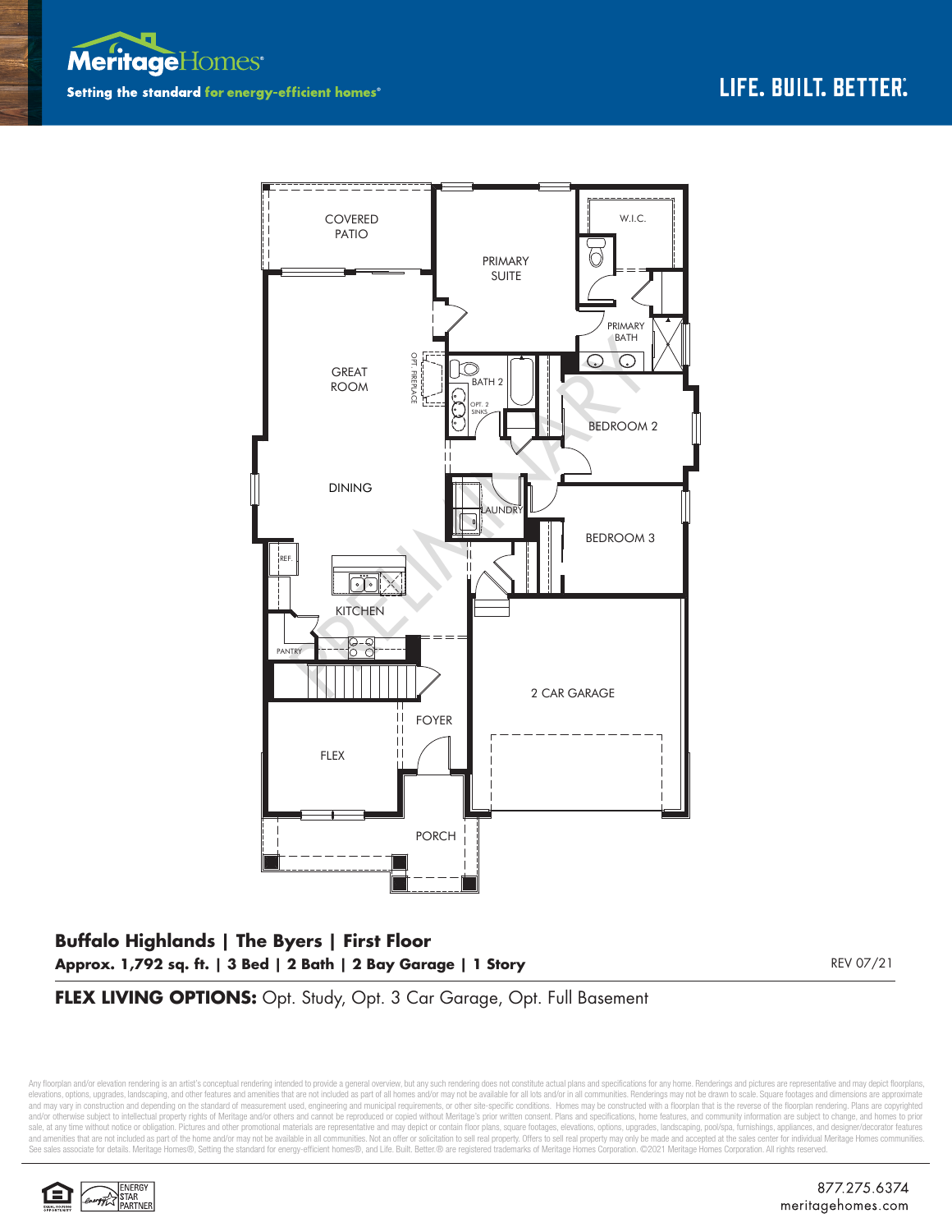Meritage Homes

Setting the standard for energy-efficient homes®

LIFE. BUILT. BETTER.®

COVERED PATIO

PRIMARY SUITE

W.I.C.

PRIMARY BATH

GREAT ROOM

OPT. FIREPLACE

BATH 2

OPT. 2 SINKS

BEDROOM 2

DINING

LAUNDRY

BEDROOM 3

REF.

KITCHEN

PANTRY

2 CAR GARAGE

FOYER

FLEX

PORCH

PRELIMINARY

**Buffalo Highlands | The Byers | First Floor**

**Approx. 1,792 sq. ft. | 3 Bed | 2 Bath | 2 Bay Garage | 1 Story**

REV 07/21

**FLEX LIVING OPTIONS:** Opt. Study, Opt. 3 Car Garage, Opt. Full Basement

Any floorplan and/or elevation rendering is an artist's conceptual rendering intended to provide a general overview, but any such rendering does not constitute actual plans and specifications for any home. Renderings and pictures are representative and may depict floorplans, elevations, options, upgrades, landscaping, and other features and amenities that are not included as part of all homes and/or may not be available for all lots and/or in all communities. Renderings may not be drawn to scale. Square footages and dimensions are approximate and may vary in construction and depending on the standard of measurement used, engineering and municipal requirements, or other site-specific conditions. Homes may be constructed with a floorplan that is the reverse of the floorplan rendering. Plans are copyrighted and/or otherwise subject to intellectual property rights of Meritage and/or others and cannot be reproduced or copied without Meritage's prior written consent. Plans and specifications, home features, and community information are subject to change, and homes to prior sale, at any time without notice or obligation. Pictures and other promotional materials are representative and may depict or contain floor plans, square footages, elevations, options, upgrades, landscaping, pool/spa, furnishings, appliances, and designer/decorator features and amenities that are not included as part of the home and/or may not be available in all communities. Not an offer or solicitation to sell real property. Offers to sell real property may only be made and accepted at the sales center for individual Meritage Homes communities. See sales associate for details. Meritage Homes®, Setting the standard for energy-efficient homes®, and Life. Built. Better.® are registered trademarks of Meritage Homes Corporation. ©2021 Meritage Homes Corporation. All rights reserved.

EQUAL HOUSING OPPORTUNITY

ENERGY STAR PARTNER

877.275.6374
meritagehomes.com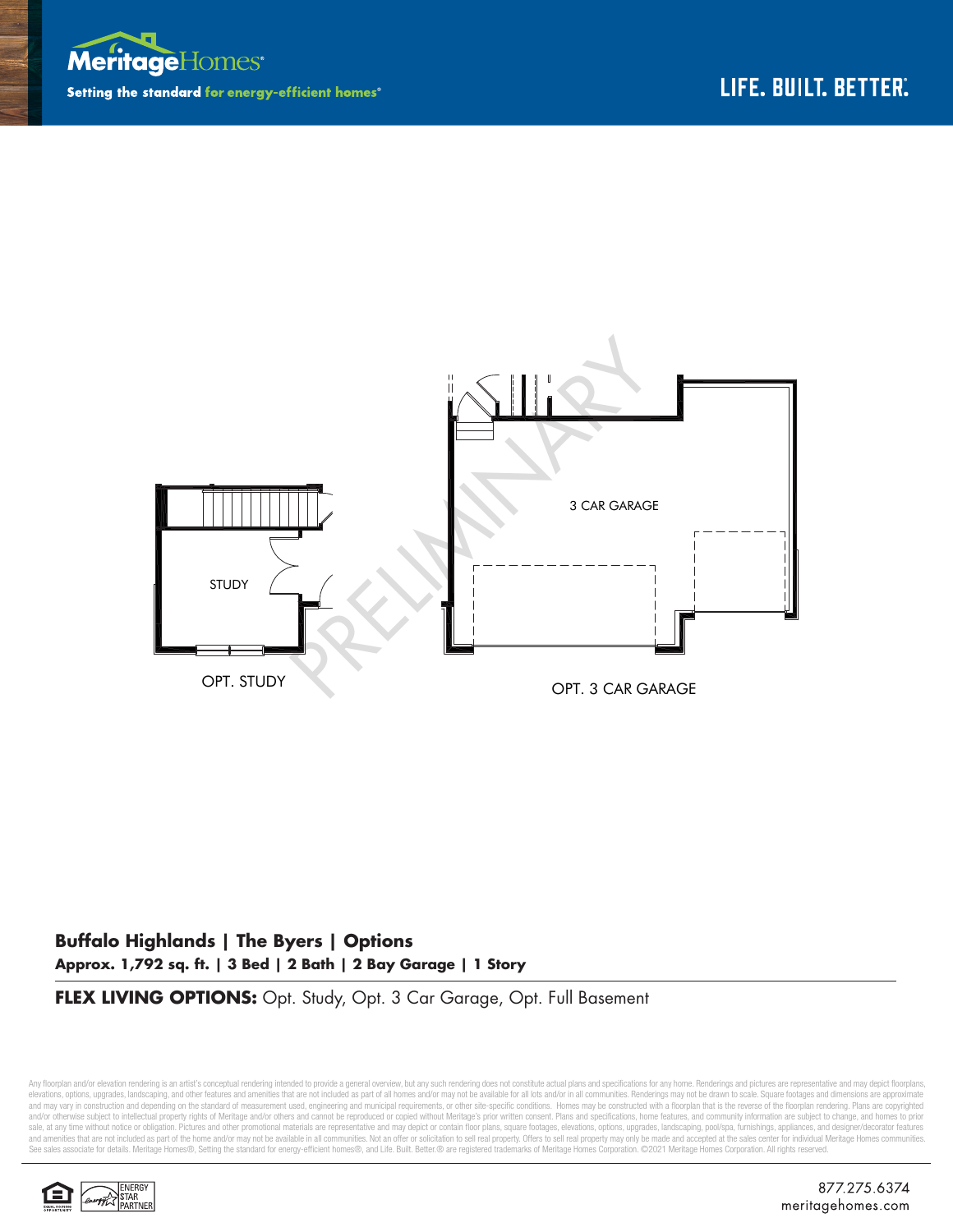LIFE. BUILT. BETTER.

STUDY

OPT. STUDY

3 CAR GARAGE

OPT. 3 CAR GARAGE

PRELIMINARY

**Buffalo Highlands | The Byers | Options**

**Approx. 1,792 sq. ft. | 3 Bed | 2 Bath | 2 Bay Garage | 1 Story**

**FLEX LIVING OPTIONS:** Opt. Study, Opt. 3 Car Garage, Opt. Full Basement

Any floorplan and/or elevation rendering is an artist's conceptual rendering intended to provide a general overview, but any such rendering does not constitute actual plans and specifications for any home. Renderings and pictures are representative and may depict floorplans, elevations, options, upgrades, landscaping, and other features and amenities that are not included as part of all homes and/or may not be available for all lots and/or in all communities. Renderings may not be drawn to scale. Square footages and dimensions are approximate and may vary in construction and depending on the standard of measurement used, engineering and municipal requirements, or other site-specific conditions. Homes may be constructed with a floorplan that is the reverse of the floorplan rendering. Plans are copyrighted and/or otherwise subject to intellectual property rights of Meritage and/or others and cannot be reproduced or copied without Meritage's prior written consent. Plans and specifications, home features, and community information are subject to change, and homes to prior sale, at any time without notice or obligation. Pictures and other promotional materials are representative and may depict or contain floor plans, square footages, elevations, options, upgrades, landscaping, pool/spa, furnishings, appliances, and designer/decorator features and amenities that are not included as part of the home and/or may not be available in all communities. Not an offer or solicitation to sell real property. Offers to sell real property may only be made and accepted at the sales center for individual Meritage Homes communities. See sales associate for details. Meritage Homes®, Setting the standard for energy-efficient homes®, and Life. Built. Better.® are registered trademarks of Meritage Homes Corporation. ©2021 Meritage Homes Corporation. All rights reserved.

877.275.6374
meritagehomes.com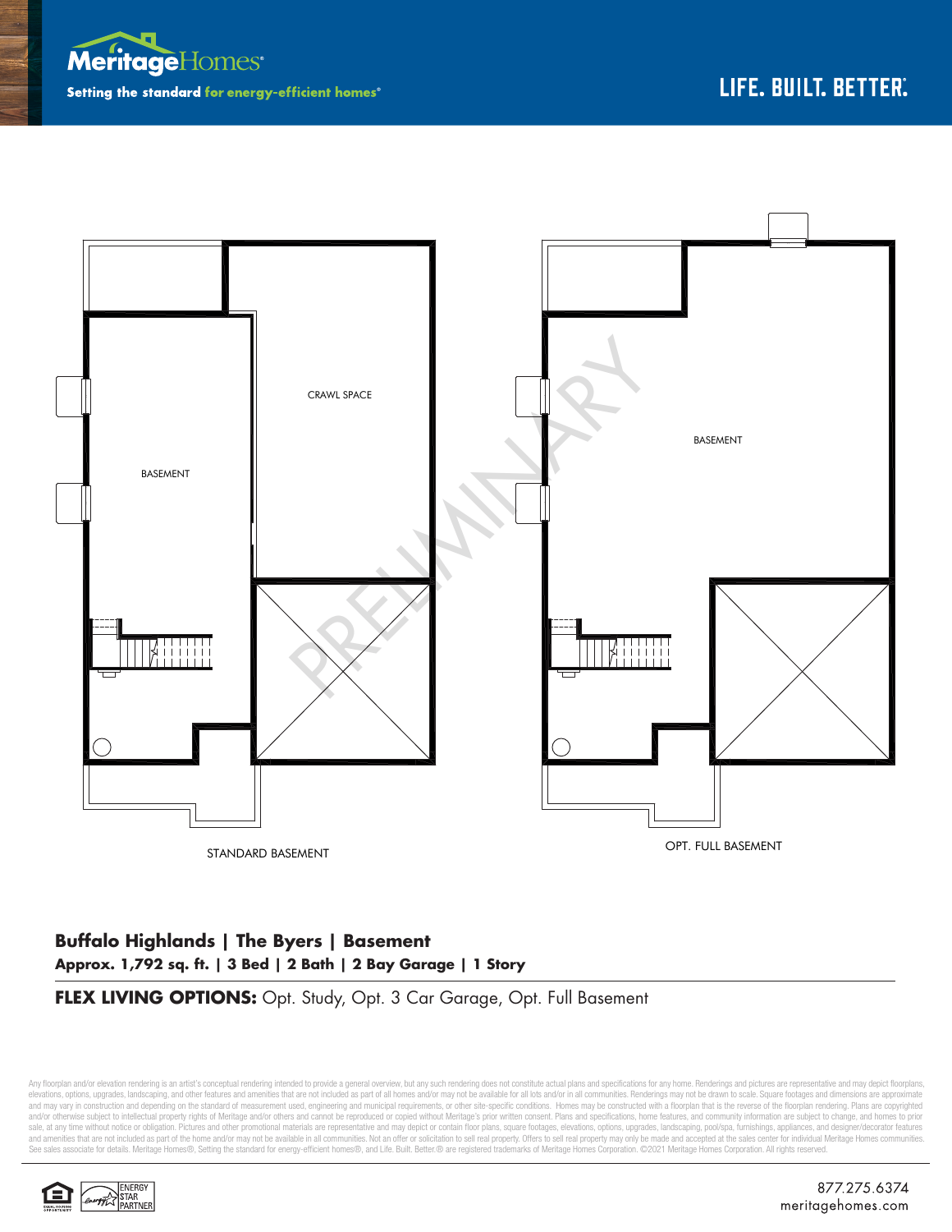MeritageHomes®

Setting the standard for energy-efficient homes®

LIFE. BUILT. BETTER.®

CRAWL SPACE

BASEMENT

STANDARD BASEMENT

BASEMENT

OPT. FULL BASEMENT

PRELIMINARY

## Buffalo Highlands | The Byers | Basement

**Approx. 1,792 sq. ft. | 3 Bed | 2 Bath | 2 Bay Garage | 1 Story**

**FLEX LIVING OPTIONS:** Opt. Study, Opt. 3 Car Garage, Opt. Full Basement

Any floorplan and/or elevation rendering is an artist's conceptual rendering intended to provide a general overview, but any such rendering does not constitute actual plans and specifications for any home. Renderings and pictures are representative and may depict floorplans, elevations, options, upgrades, landscaping, and other features and amenities that are not included as part of all homes and/or may not be available for all lots and/or in all communities. Renderings may not be drawn to scale. Square footages and dimensions are approximate and may vary in construction and depending on the standard of measurement used, engineering and municipal requirements, or other site-specific conditions. Homes may be constructed with a floorplan that is the reverse of the floorplan rendering. Plans are copyrighted and/or otherwise subject to intellectual property rights of Meritage and/or others and cannot be reproduced or copied without Meritage's prior written consent. Plans and specifications, home features, and community information are subject to change, and homes to prior sale, at any time without notice or obligation. Pictures and other promotional materials are representative and may depict or contain floor plans, square footages, elevations, options, upgrades, landscaping, pool/spa, furnishings, appliances, and designer/decorator features and amenities that are not included as part of the home and/or may not be available in all communities. Not an offer or solicitation to sell real property. Offers to sell real property may only be made and accepted at the sales center for individual Meritage Homes communities. See sales associate for details. Meritage Homes®, Setting the standard for energy-efficient homes®, and Life. Built. Better.® are registered trademarks of Meritage Homes Corporation. ©2021 Meritage Homes Corporation. All rights reserved.

ENERGY STAR PARTNER

877.275.6374
meritagehomes.com